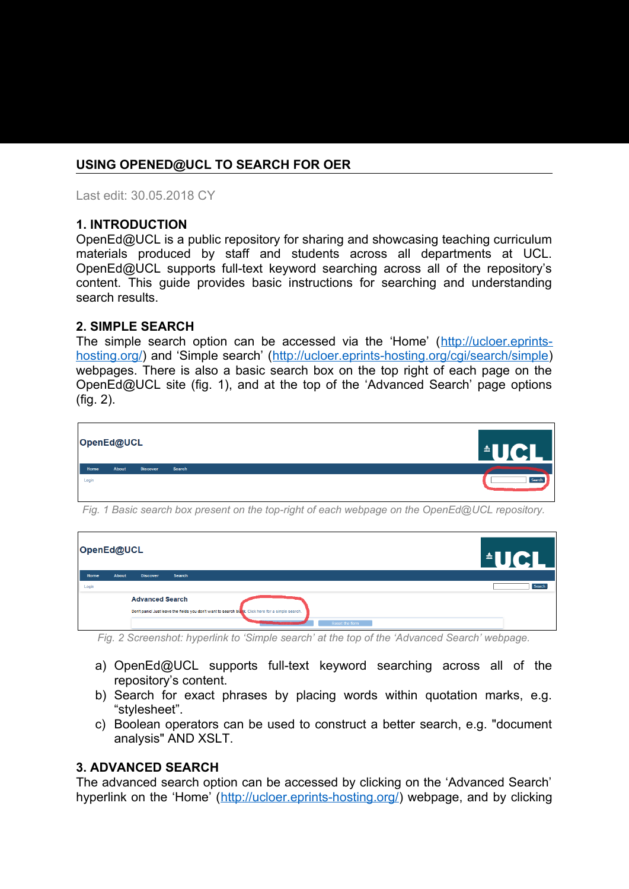## USING OPENED@UCL TO SEARCH FOR OER

Last edit: 30.05.2018 CY

### 1. INTRODUCTION

OpenEd@UCL is a public repository for sharing and showcasing teaching curriculum materials produced by staff and students across all departments at UCL. OpenEd@UCL supports full-text keyword searching across all of the repository's content. This guide provides basic instructions for searching and understanding search results.

### 2. SIMPLE SEARCH

The simple search option can be accessed via the 'Home' (http://ucloer.eprints-hosting.org/) and 'Simple search' (http://ucloer.eprints-hosting.org/cgi/search/simple) webpages. There is also a basic search box on the top right of each page on the OpenEd@UCL site (fig. 1), and at the top of the 'Advanced Search' page options (fig. 2).

*Fig. 1 Basic search box present on the top-right of each webpage on the OpenEd@UCL repository.*

*Fig. 2 Screenshot: hyperlink to 'Simple search' at the top of the 'Advanced Search' webpage.*

a) OpenEd@UCL supports full-text keyword searching across all of the repository's content.
b) Search for exact phrases by placing words within quotation marks, e.g. "stylesheet".
c) Boolean operators can be used to construct a better search, e.g. "document analysis" AND XSLT.

### 3. ADVANCED SEARCH

The advanced search option can be accessed by clicking on the 'Advanced Search' hyperlink on the 'Home' (http://ucloer.eprints-hosting.org/) webpage, and by clicking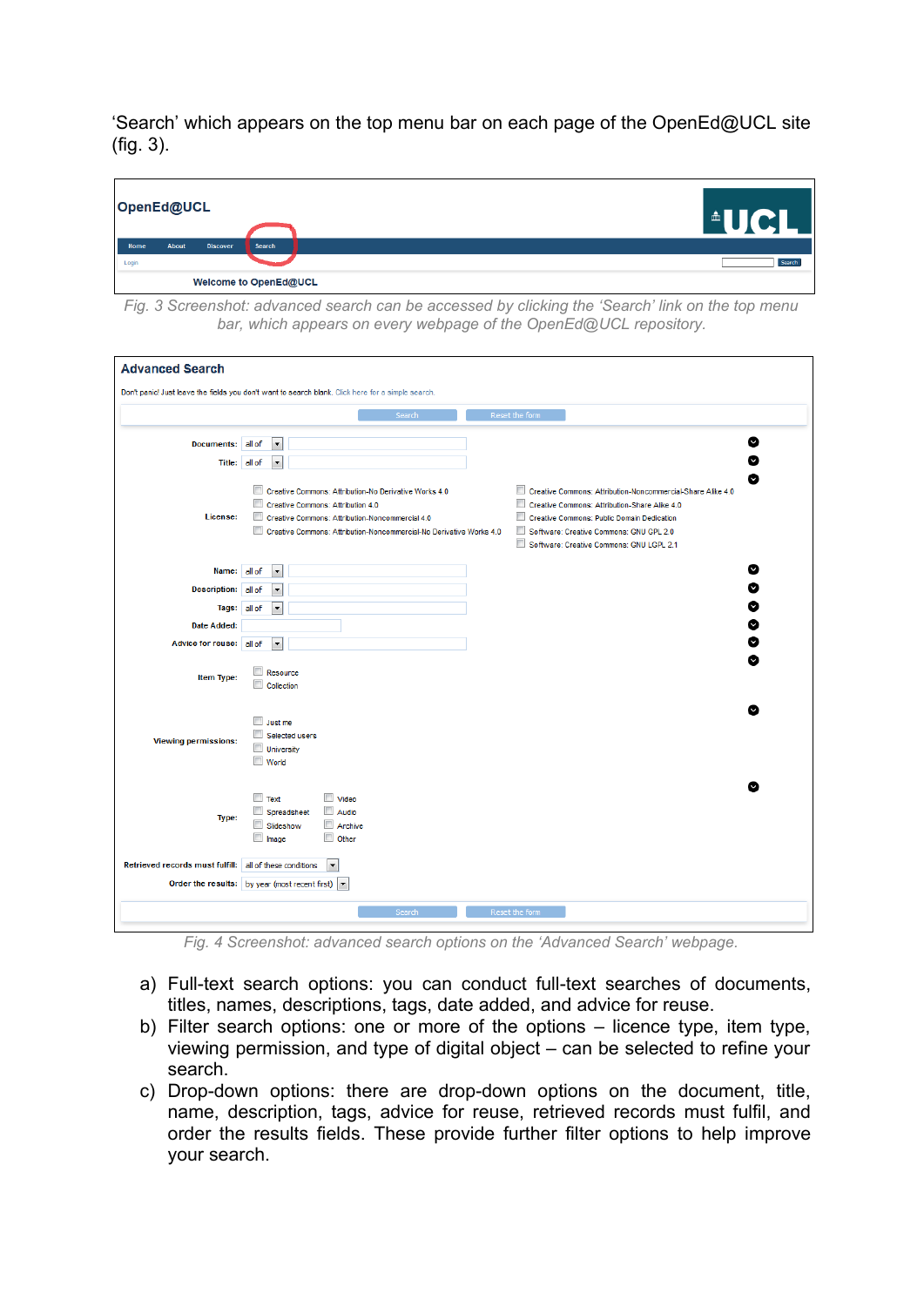'Search' which appears on the top menu bar on each page of the OpenEd@UCL site (fig. 3).

*Fig. 3 Screenshot: advanced search can be accessed by clicking the 'Search' link on the top menu bar, which appears on every webpage of the OpenEd@UCL repository.*

*Fig. 4 Screenshot: advanced search options on the 'Advanced Search' webpage.*

a) Full-text search options: you can conduct full-text searches of documents, titles, names, descriptions, tags, date added, and advice for reuse.
b) Filter search options: one or more of the options – licence type, item type, viewing permission, and type of digital object – can be selected to refine your search.
c) Drop-down options: there are drop-down options on the document, title, name, description, tags, advice for reuse, retrieved records must fulfil, and order the results fields. These provide further filter options to help improve your search.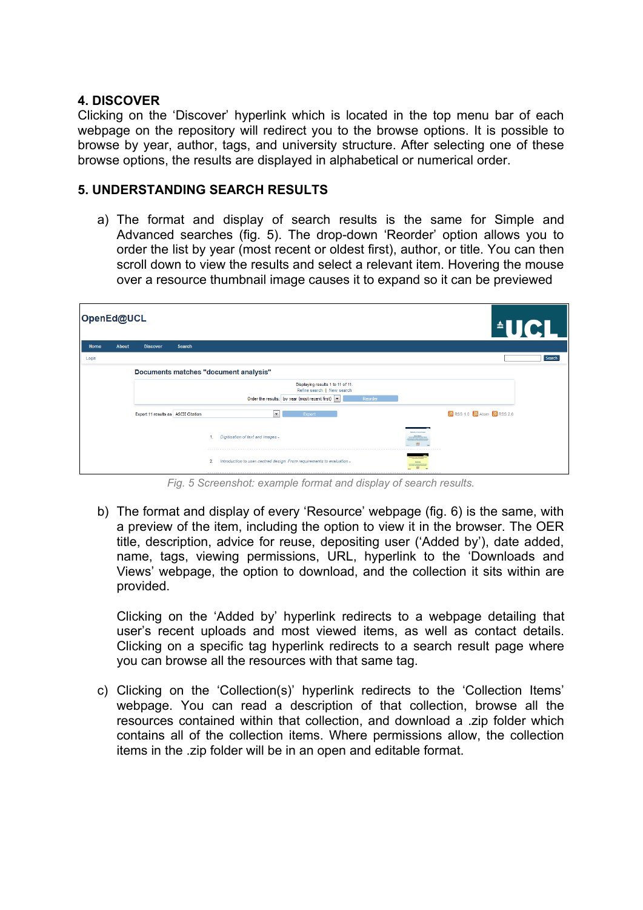## 4. DISCOVER

Clicking on the 'Discover' hyperlink which is located in the top menu bar of each webpage on the repository will redirect you to the browse options. It is possible to browse by year, author, tags, and university structure. After selecting one of these browse options, the results are displayed in alphabetical or numerical order.

## 5. UNDERSTANDING SEARCH RESULTS

a) The format and display of search results is the same for Simple and Advanced searches (fig. 5). The drop-down 'Reorder' option allows you to order the list by year (most recent or oldest first), author, or title. You can then scroll down to view the results and select a relevant item. Hovering the mouse over a resource thumbnail image causes it to expand so it can be previewed

*Fig. 5 Screenshot: example format and display of search results.*

b) The format and display of every 'Resource' webpage (fig. 6) is the same, with a preview of the item, including the option to view it in the browser. The OER title, description, advice for reuse, depositing user ('Added by'), date added, name, tags, viewing permissions, URL, hyperlink to the 'Downloads and Views' webpage, the option to download, and the collection it sits within are provided.

Clicking on the 'Added by' hyperlink redirects to a webpage detailing that user's recent uploads and most viewed items, as well as contact details. Clicking on a specific tag hyperlink redirects to a search result page where you can browse all the resources with that same tag.

c) Clicking on the 'Collection(s)' hyperlink redirects to the 'Collection Items' webpage. You can read a description of that collection, browse all the resources contained within that collection, and download a .zip folder which contains all of the collection items. Where permissions allow, the collection items in the .zip folder will be in an open and editable format.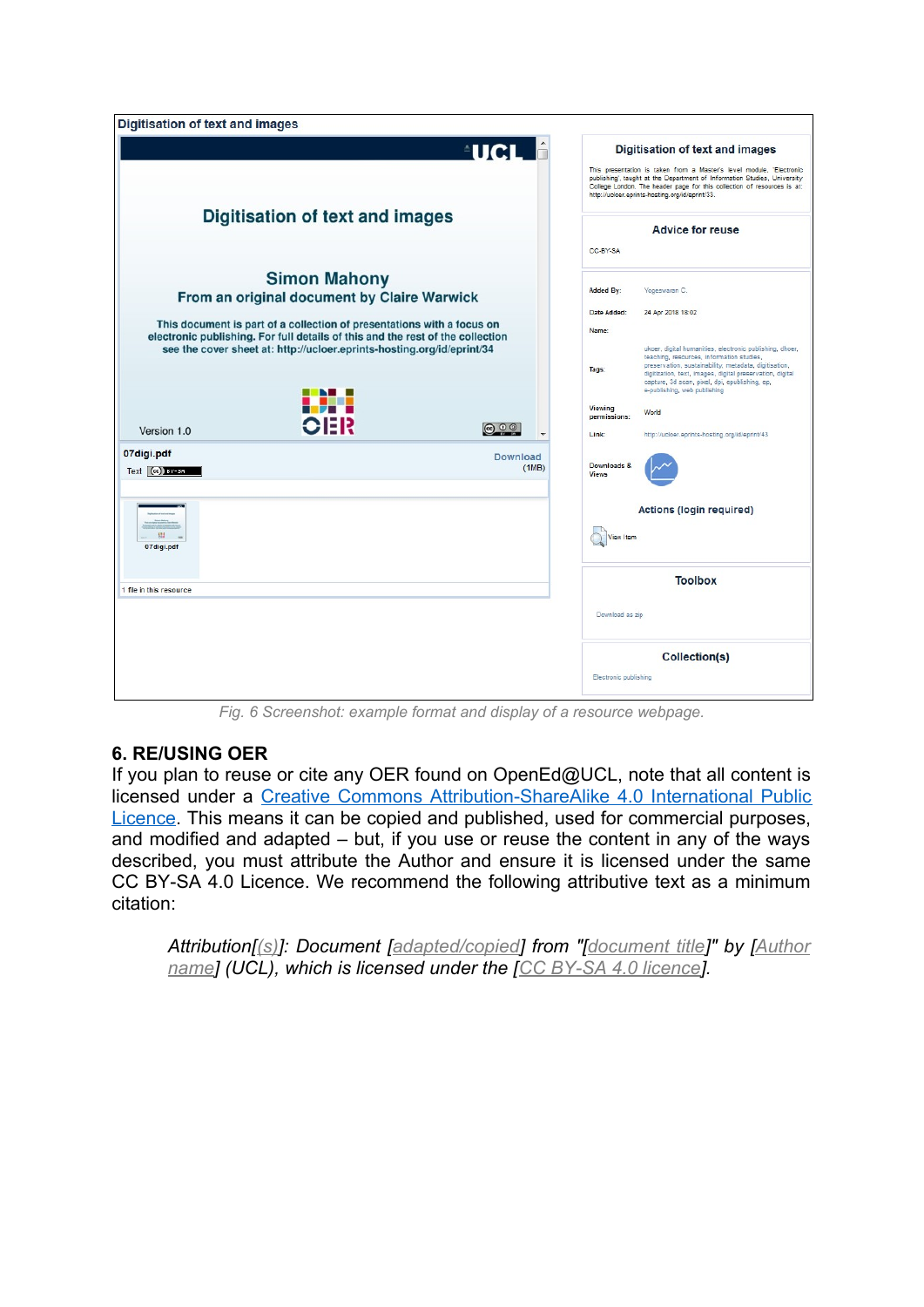Fig. 6 Screenshot: example format and display of a resource webpage.

## 6. RE/USING OER

If you plan to reuse or cite any OER found on OpenEd@UCL, note that all content is licensed under a [Creative Commons Attribution-ShareAlike 4.0 International Public Licence](). This means it can be copied and published, used for commercial purposes, and modified and adapted – but, if you use or reuse the content in any of the ways described, you must attribute the Author and ensure it is licensed under the same CC BY-SA 4.0 Licence. We recommend the following attributive text as a minimum citation:

> *Attribution[(s)]: Document [adapted/copied] from "[document title]" by [Author name] (UCL), which is licensed under the [CC BY-SA 4.0 licence].*